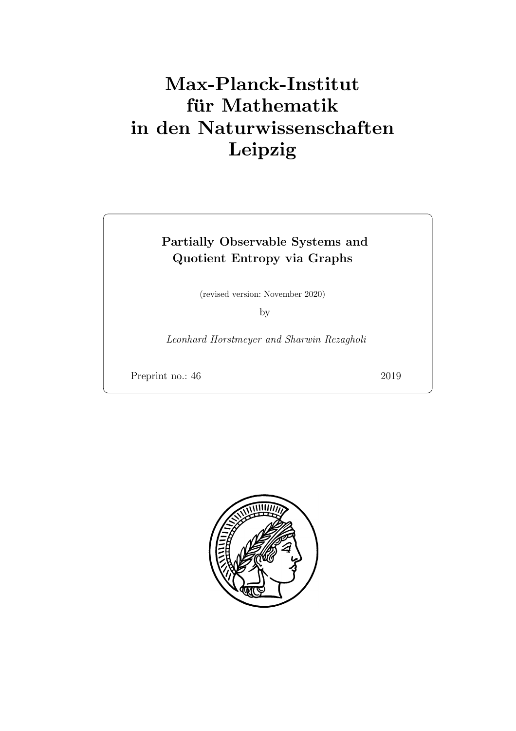# Max-Planck-Institut für Mathematik in den Naturwissenschaften Leipzig

**Partially Observable Systems and Quotient Entropy via Graphs**

(revised version: November 2020)

by

*Leonhard Horstmeyer and Sharwin Rezagholi*

Preprint no.: 46 2019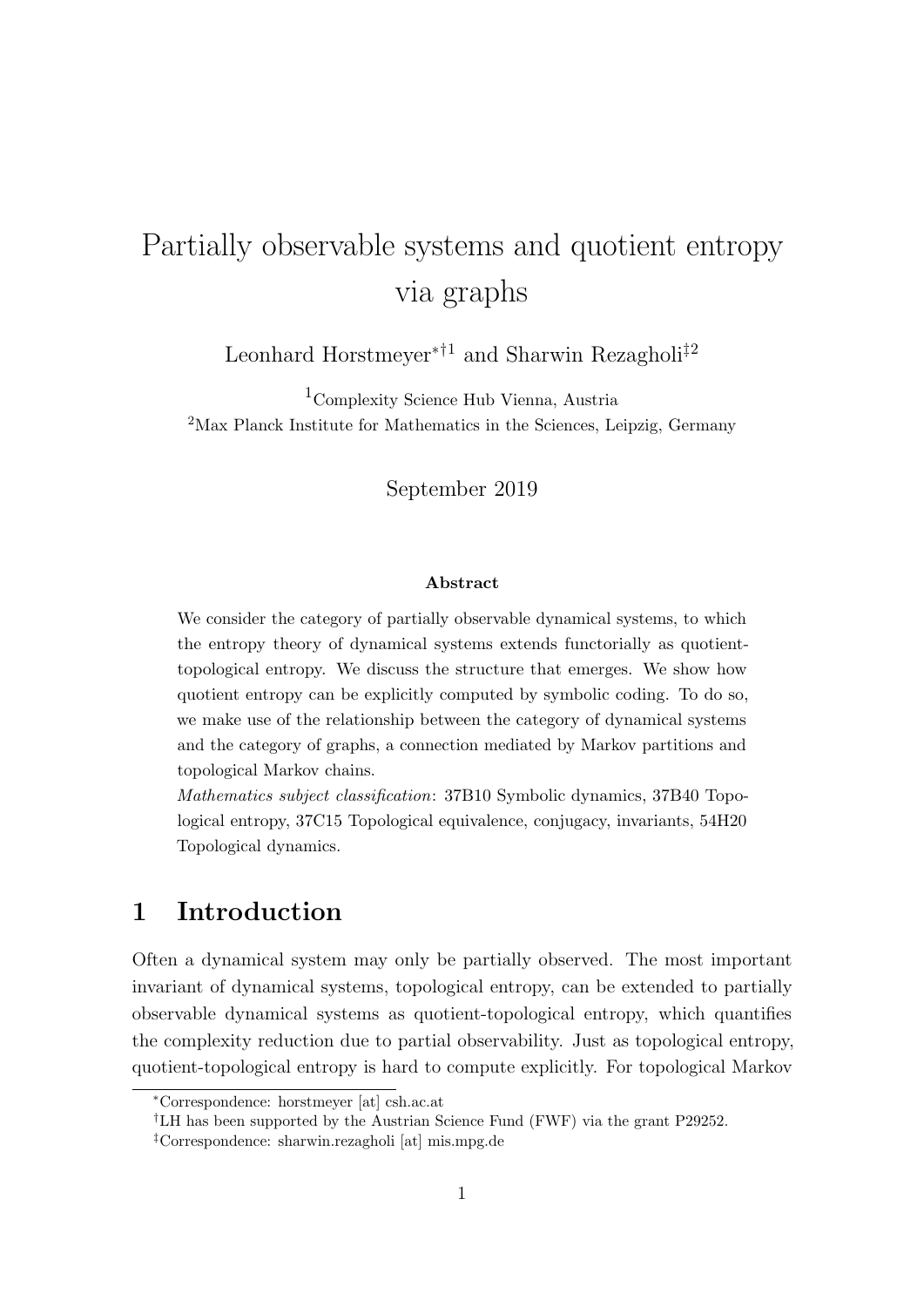# Partially observable systems and quotient entropy via graphs

Leonhard Horstmeyer*[†1] and Sharwin Rezagholi[‡2]

[1]Complexity Science Hub Vienna, Austria

[2]Max Planck Institute for Mathematics in the Sciences, Leipzig, Germany

September 2019

### Abstract

We consider the category of partially observable dynamical systems, to which the entropy theory of dynamical systems extends functorially as quotient-topological entropy. We discuss the structure that emerges. We show how quotient entropy can be explicitly computed by symbolic coding. To do so, we make use of the relationship between the category of dynamical systems and the category of graphs, a connection mediated by Markov partitions and topological Markov chains.

*Mathematics subject classification*: 37B10 Symbolic dynamics, 37B40 Topological entropy, 37C15 Topological equivalence, conjugacy, invariants, 54H20 Topological dynamics.

## 1 Introduction

Often a dynamical system may only be partially observed. The most important invariant of dynamical systems, topological entropy, can be extended to partially observable dynamical systems as quotient-topological entropy, which quantifies the complexity reduction due to partial observability. Just as topological entropy, quotient-topological entropy is hard to compute explicitly. For topological Markov

*Correspondence: horstmeyer [at] csh.ac.at

†LH has been supported by the Austrian Science Fund (FWF) via the grant P29252.

‡Correspondence: sharwin.rezagholi [at] mis.mpg.de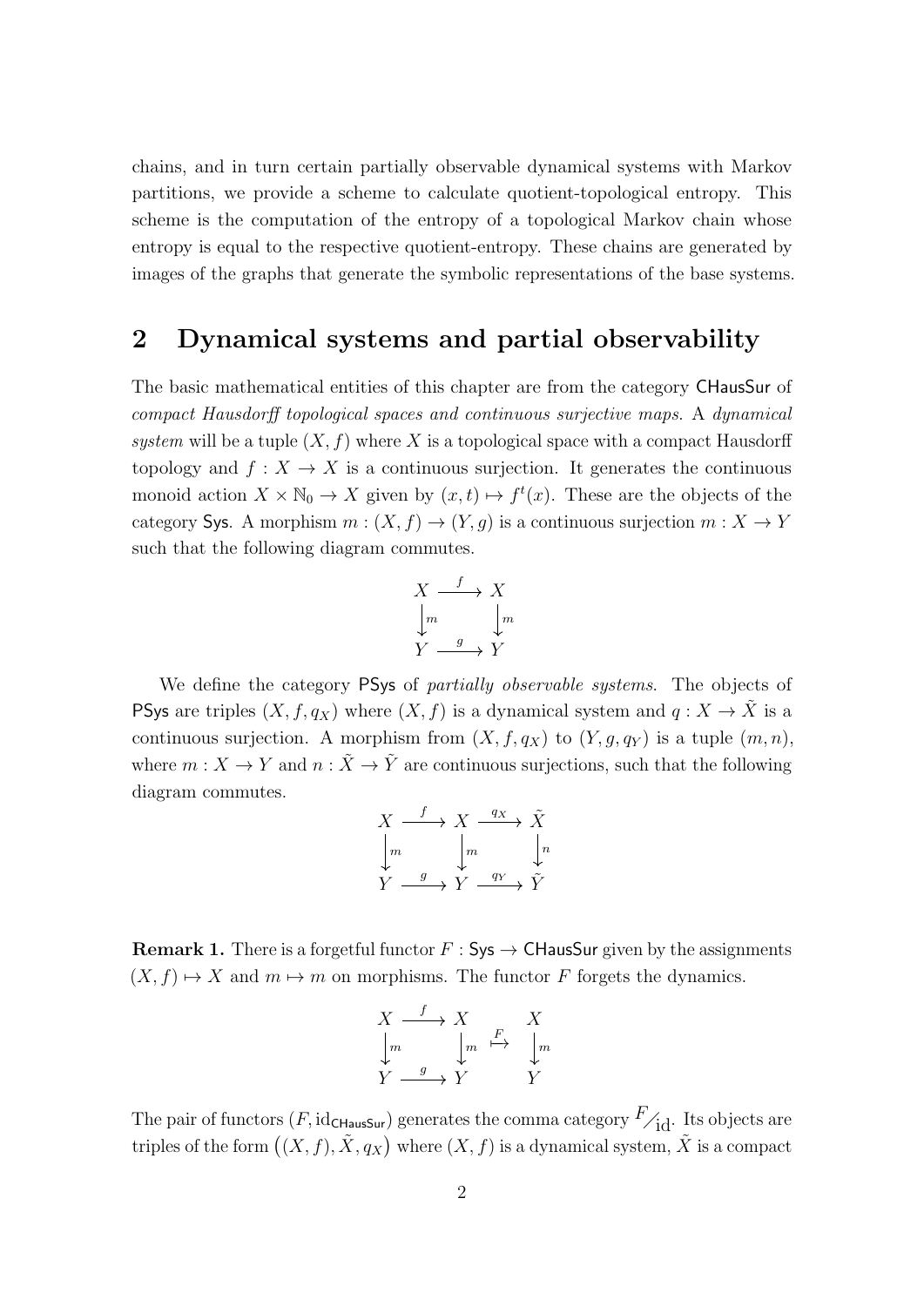chains, and in turn certain partially observable dynamical systems with Markov partitions, we provide a scheme to calculate quotient-topological entropy. This scheme is the computation of the entropy of a topological Markov chain whose entropy is equal to the respective quotient-entropy. These chains are generated by images of the graphs that generate the symbolic representations of the base systems.

## 2 Dynamical systems and partial observability

The basic mathematical entities of this chapter are from the category $\mathsf{CHausSur}$ of *compact Hausdorff topological spaces and continuous surjective maps*. A *dynamical system* will be a tuple $(X, f)$ where $X$ is a topological space with a compact Hausdorff topology and $f : X \to X$ is a continuous surjection. It generates the continuous monoid action $X \times \mathbb{N}_0 \to X$ given by $(x, t) \mapsto f^t(x)$. These are the objects of the category $\mathsf{Sys}$. A morphism $m : (X, f) \to (Y, g)$ is a continuous surjection $m : X \to Y$ such that the following diagram commutes.

$$\begin{array}{ccc} X & \xrightarrow{f} & X \\ \downarrow{\scriptstyle m} & & \downarrow{\scriptstyle m} \\ Y & \xrightarrow{g} & Y \end{array}$$

We define the category $\mathsf{PSys}$ of *partially observable systems*. The objects of $\mathsf{PSys}$ are triples $(X, f, q_X)$ where $(X, f)$ is a dynamical system and $q : X \to \tilde{X}$ is a continuous surjection. A morphism from $(X, f, q_X)$ to $(Y, g, q_Y)$ is a tuple $(m, n)$, where $m : X \to Y$ and $n : \tilde{X} \to \tilde{Y}$ are continuous surjections, such that the following diagram commutes.

$$\begin{array}{ccccc} X & \xrightarrow{f} & X & \xrightarrow{q_X} & \tilde{X} \\ \downarrow{\scriptstyle m} & & \downarrow{\scriptstyle m} & & \downarrow{\scriptstyle n} \\ Y & \xrightarrow{g} & Y & \xrightarrow{q_Y} & \tilde{Y} \end{array}$$

**Remark 1.** There is a forgetful functor $F : \mathsf{Sys} \to \mathsf{CHausSur}$ given by the assignments $(X, f) \mapsto X$ and $m \mapsto m$ on morphisms. The functor $F$ forgets the dynamics.

$$\begin{array}{ccccc} X & \xrightarrow{f} & X & & X \\ \downarrow{\scriptstyle m} & & \downarrow{\scriptstyle m} & \overset{F}{\mapsto} & \downarrow{\scriptstyle m} \\ Y & \xrightarrow{g} & Y & & Y \end{array}$$

The pair of functors $(F, \mathrm{id}_{\mathsf{CHausSur}})$ generates the comma category ${}^{F}\!/_{\mathrm{id}}$. Its objects are triples of the form $\big((X, f), \tilde{X}, q_X\big)$ where $(X, f)$ is a dynamical system, $\tilde{X}$ is a compact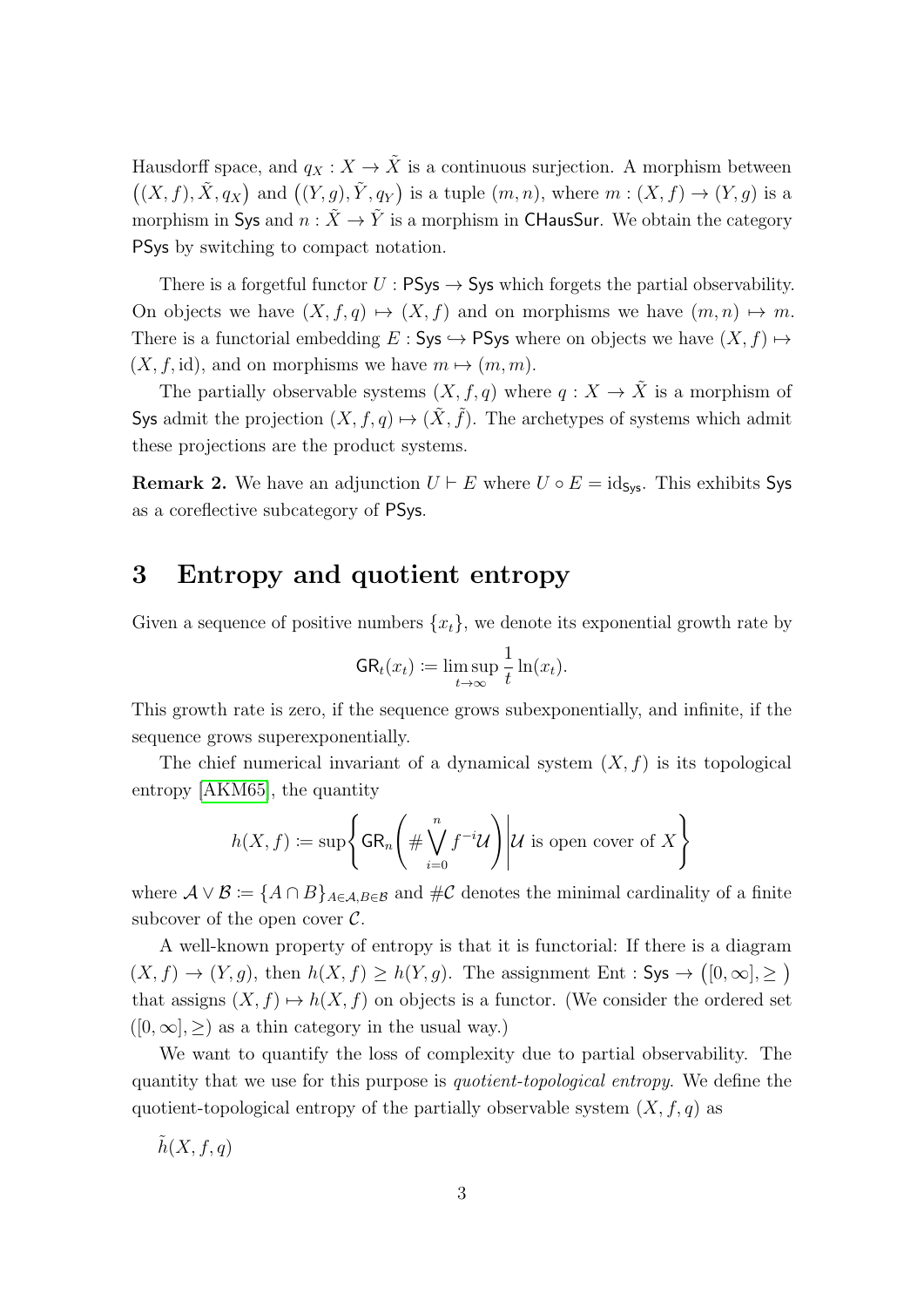Hausdorff space, and $q_X : X \to \tilde{X}$ is a continuous surjection. A morphism between $\big((X, f), \tilde{X}, q_X\big)$ and $\big((Y, g), \tilde{Y}, q_Y\big)$ is a tuple $(m, n)$, where $m : (X, f) \to (Y, g)$ is a morphism in $\mathsf{Sys}$ and $n : \tilde{X} \to \tilde{Y}$ is a morphism in $\mathsf{CHausSur}$. We obtain the category $\mathsf{PSys}$ by switching to compact notation.

There is a forgetful functor $U : \mathsf{PSys} \to \mathsf{Sys}$ which forgets the partial observability. On objects we have $(X, f, q) \mapsto (X, f)$ and on morphisms we have $(m, n) \mapsto m$. There is a functorial embedding $E : \mathsf{Sys} \hookrightarrow \mathsf{PSys}$ where on objects we have $(X, f) \mapsto (X, f, \mathrm{id})$, and on morphisms we have $m \mapsto (m, m)$.

The partially observable systems $(X, f, q)$ where $q : X \to \tilde{X}$ is a morphism of $\mathsf{Sys}$ admit the projection $(X, f, q) \mapsto (\tilde{X}, \tilde{f})$. The archetypes of systems which admit these projections are the product systems.

**Remark 2.** We have an adjunction $U \vdash E$ where $U \circ E = \mathrm{id}_{\mathsf{Sys}}$. This exhibits $\mathsf{Sys}$ as a coreflective subcategory of $\mathsf{PSys}$.

## 3 Entropy and quotient entropy

Given a sequence of positive numbers $\{x_t\}$, we denote its exponential growth rate by

$$\mathsf{GR}_t(x_t) \coloneqq \limsup_{t \to \infty} \frac{1}{t} \ln(x_t).$$

This growth rate is zero, if the sequence grows subexponentially, and infinite, if the sequence grows superexponentially.

The chief numerical invariant of a dynamical system $(X, f)$ is its topological entropy [AKM65], the quantity

$$h(X, f) \coloneqq \sup\left\{ \mathsf{GR}_n\left( \# \bigvee_{i=0}^{n} f^{-i}\mathcal{U} \right) \middle| \mathcal{U} \text{ is open cover of } X \right\}$$

where $\mathcal{A} \vee \mathcal{B} \coloneqq \{A \cap B\}_{A \in \mathcal{A}, B \in \mathcal{B}}$ and $\#\mathcal{C}$ denotes the minimal cardinality of a finite subcover of the open cover $\mathcal{C}$.

A well-known property of entropy is that it is functorial: If there is a diagram $(X, f) \to (Y, g)$, then $h(X, f) \geq h(Y, g)$. The assignment $\mathrm{Ent} : \mathsf{Sys} \to \big([0, \infty], \geq\big)$ that assigns $(X, f) \mapsto h(X, f)$ on objects is a functor. (We consider the ordered set $([0, \infty], \geq)$ as a thin category in the usual way.)

We want to quantify the loss of complexity due to partial observability. The quantity that we use for this purpose is *quotient-topological entropy*. We define the quotient-topological entropy of the partially observable system $(X, f, q)$ as

$\tilde{h}(X, f, q)$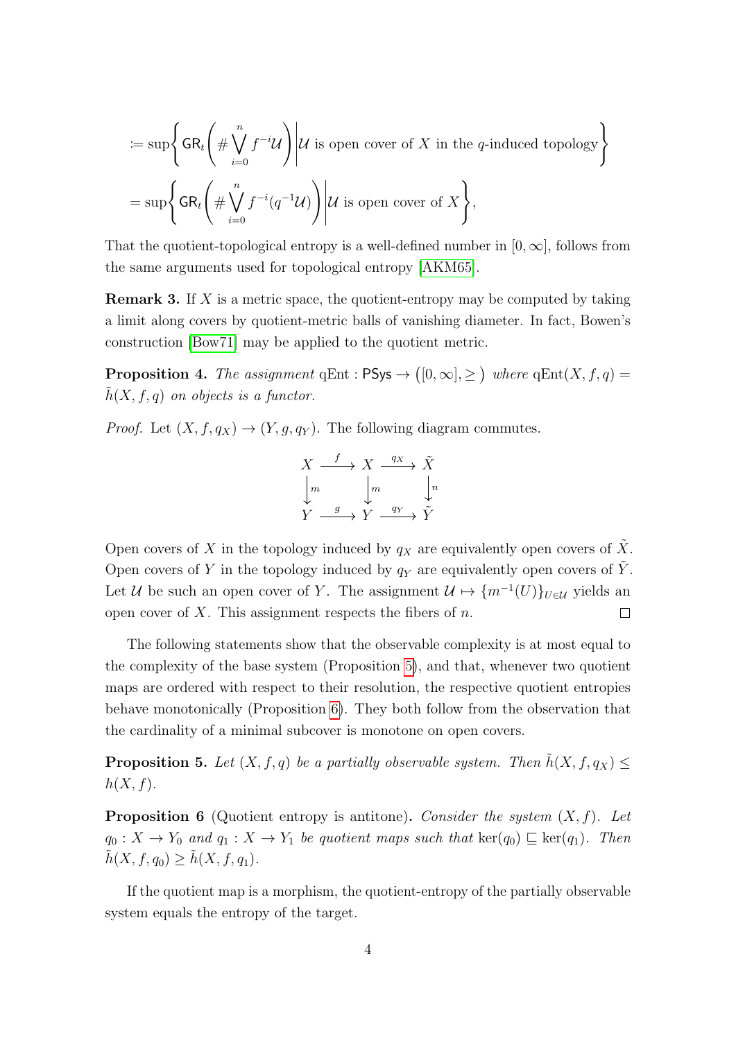$$:= \sup\left\{ \mathsf{GR}_t\left( \# \bigvee_{i=0}^{n} f^{-i}\mathcal{U} \right) \middle| \mathcal{U} \text{ is open cover of } X \text{ in the } q\text{-induced topology} \right\}$$

$$= \sup\left\{ \mathsf{GR}_t\left( \# \bigvee_{i=0}^{n} f^{-i}(q^{-1}\mathcal{U}) \right) \middle| \mathcal{U} \text{ is open cover of } X \right\},$$

That the quotient-topological entropy is a well-defined number in $[0, \infty]$, follows from the same arguments used for topological entropy [AKM65].

**Remark 3.** If $X$ is a metric space, the quotient-entropy may be computed by taking a limit along covers by quotient-metric balls of vanishing diameter. In fact, Bowen's construction [Bow71] may be applied to the quotient metric.

**Proposition 4.** *The assignment* $\mathrm{qEnt} : \mathsf{PSys} \to \big([0, \infty], \geq\big)$ *where* $\mathrm{qEnt}(X, f, q) = \tilde{h}(X, f, q)$ *on objects is a functor.*

*Proof.* Let $(X, f, q_X) \to (Y, g, q_Y)$. The following diagram commutes.

$$\begin{array}{ccccc} X & \xrightarrow{f} & X & \xrightarrow{q_X} & \tilde{X} \\ \downarrow m & & \downarrow m & & \downarrow n \\ Y & \xrightarrow{g} & Y & \xrightarrow{q_Y} & \tilde{Y} \end{array}$$

Open covers of $X$ in the topology induced by $q_X$ are equivalently open covers of $\tilde{X}$. Open covers of $Y$ in the topology induced by $q_Y$ are equivalently open covers of $\tilde{Y}$. Let $\mathcal{U}$ be such an open cover of $Y$. The assignment $\mathcal{U} \mapsto \{m^{-1}(U)\}_{U \in \mathcal{U}}$ yields an open cover of $X$. This assignment respects the fibers of $n$. □

The following statements show that the observable complexity is at most equal to the complexity of the base system (Proposition 5), and that, whenever two quotient maps are ordered with respect to their resolution, the respective quotient entropies behave monotonically (Proposition 6). They both follow from the observation that the cardinality of a minimal subcover is monotone on open covers.

**Proposition 5.** *Let* $(X, f, q)$ *be a partially observable system. Then* $\tilde{h}(X, f, q_X) \leq h(X, f)$.

**Proposition 6** (Quotient entropy is antitone)**.** *Consider the system* $(X, f)$*. Let* $q_0 : X \to Y_0$ *and* $q_1 : X \to Y_1$ *be quotient maps such that* $\ker(q_0) \sqsubseteq \ker(q_1)$*. Then* $\tilde{h}(X, f, q_0) \geq \tilde{h}(X, f, q_1)$.

If the quotient map is a morphism, the quotient-entropy of the partially observable system equals the entropy of the target.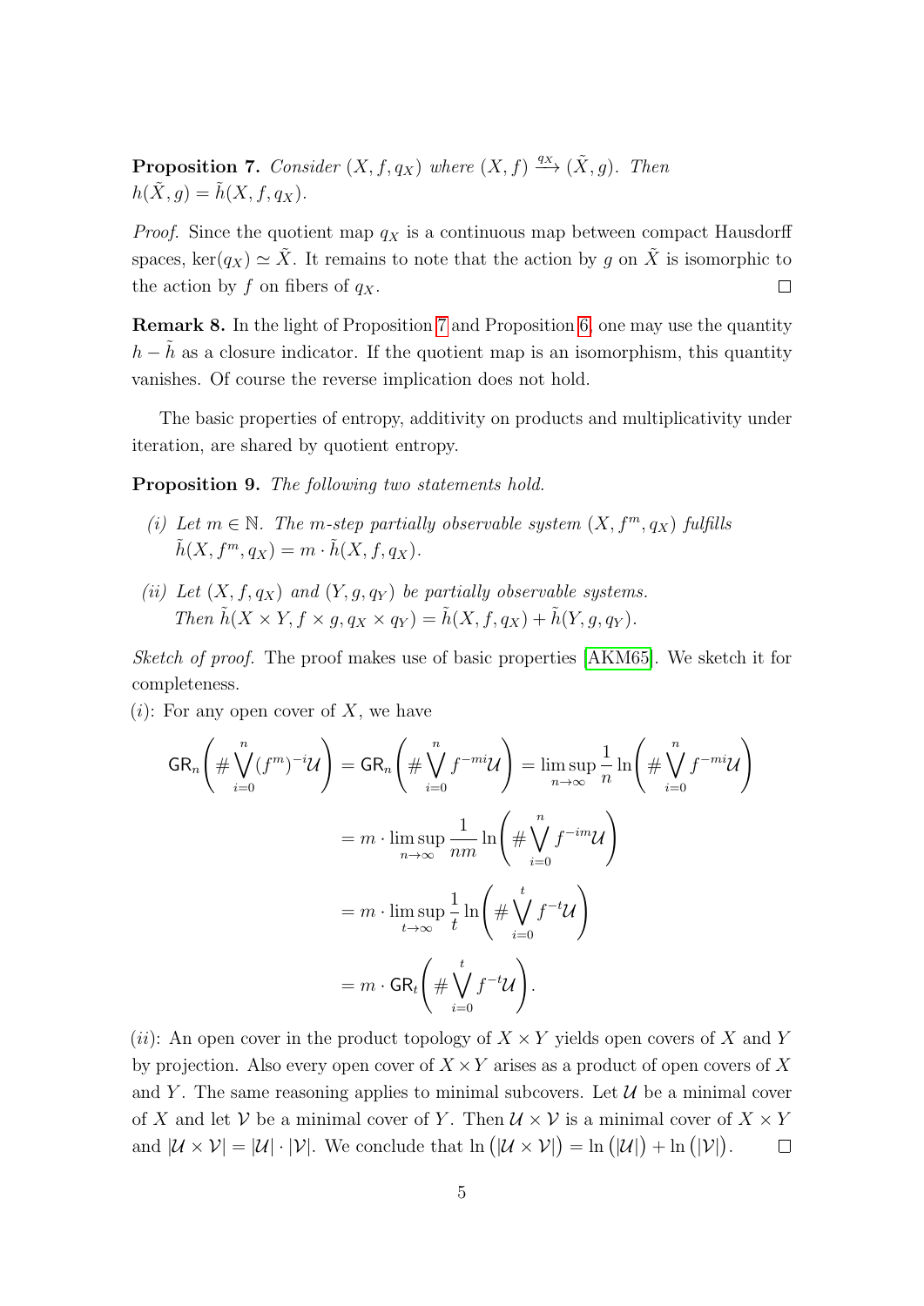**Proposition 7.** *Consider $(X, f, q_X)$ where $(X, f) \xrightarrow{q_X} (\tilde{X}, g)$. Then $h(\tilde{X}, g) = \tilde{h}(X, f, q_X)$.*

*Proof.* Since the quotient map $q_X$ is a continuous map between compact Hausdorff spaces, $\ker(q_X) \simeq \tilde{X}$. It remains to note that the action by $g$ on $\tilde{X}$ is isomorphic to the action by $f$ on fibers of $q_X$. $\square$

**Remark 8.** In the light of Proposition 7 and Proposition 6, one may use the quantity $h - \tilde{h}$ as a closure indicator. If the quotient map is an isomorphism, this quantity vanishes. Of course the reverse implication does not hold.

The basic properties of entropy, additivity on products and multiplicativity under iteration, are shared by quotient entropy.

**Proposition 9.** *The following two statements hold.*

*(i) Let $m \in \mathbb{N}$. The $m$-step partially observable system $(X, f^m, q_X)$ fulfills $\tilde{h}(X, f^m, q_X) = m \cdot \tilde{h}(X, f, q_X)$.*

*(ii) Let $(X, f, q_X)$ and $(Y, g, q_Y)$ be partially observable systems. Then $\tilde{h}(X \times Y, f \times g, q_X \times q_Y) = \tilde{h}(X, f, q_X) + \tilde{h}(Y, g, q_Y)$.*

*Sketch of proof.* The proof makes use of basic properties [AKM65]. We sketch it for completeness.

$(i)$: For any open cover of $X$, we have

$$
\begin{aligned}
\mathsf{GR}_n\left(\# \bigvee_{i=0}^{n} (f^m)^{-i}\mathcal{U}\right) &= \mathsf{GR}_n\left(\# \bigvee_{i=0}^{n} f^{-mi}\mathcal{U}\right) = \limsup_{n\to\infty} \frac{1}{n} \ln\left(\# \bigvee_{i=0}^{n} f^{-mi}\mathcal{U}\right) \\
&= m \cdot \limsup_{n\to\infty} \frac{1}{nm} \ln\left(\# \bigvee_{i=0}^{n} f^{-im}\mathcal{U}\right) \\
&= m \cdot \limsup_{t\to\infty} \frac{1}{t} \ln\left(\# \bigvee_{i=0}^{t} f^{-t}\mathcal{U}\right) \\
&= m \cdot \mathsf{GR}_t\left(\# \bigvee_{i=0}^{t} f^{-t}\mathcal{U}\right).
\end{aligned}
$$

$(ii)$: An open cover in the product topology of $X \times Y$ yields open covers of $X$ and $Y$ by projection. Also every open cover of $X \times Y$ arises as a product of open covers of $X$ and $Y$. The same reasoning applies to minimal subcovers. Let $\mathcal{U}$ be a minimal cover of $X$ and let $\mathcal{V}$ be a minimal cover of $Y$. Then $\mathcal{U} \times \mathcal{V}$ is a minimal cover of $X \times Y$ and $|\mathcal{U} \times \mathcal{V}| = |\mathcal{U}| \cdot |\mathcal{V}|$. We conclude that $\ln\left(|\mathcal{U} \times \mathcal{V}|\right) = \ln\left(|\mathcal{U}|\right) + \ln\left(|\mathcal{V}|\right)$. $\square$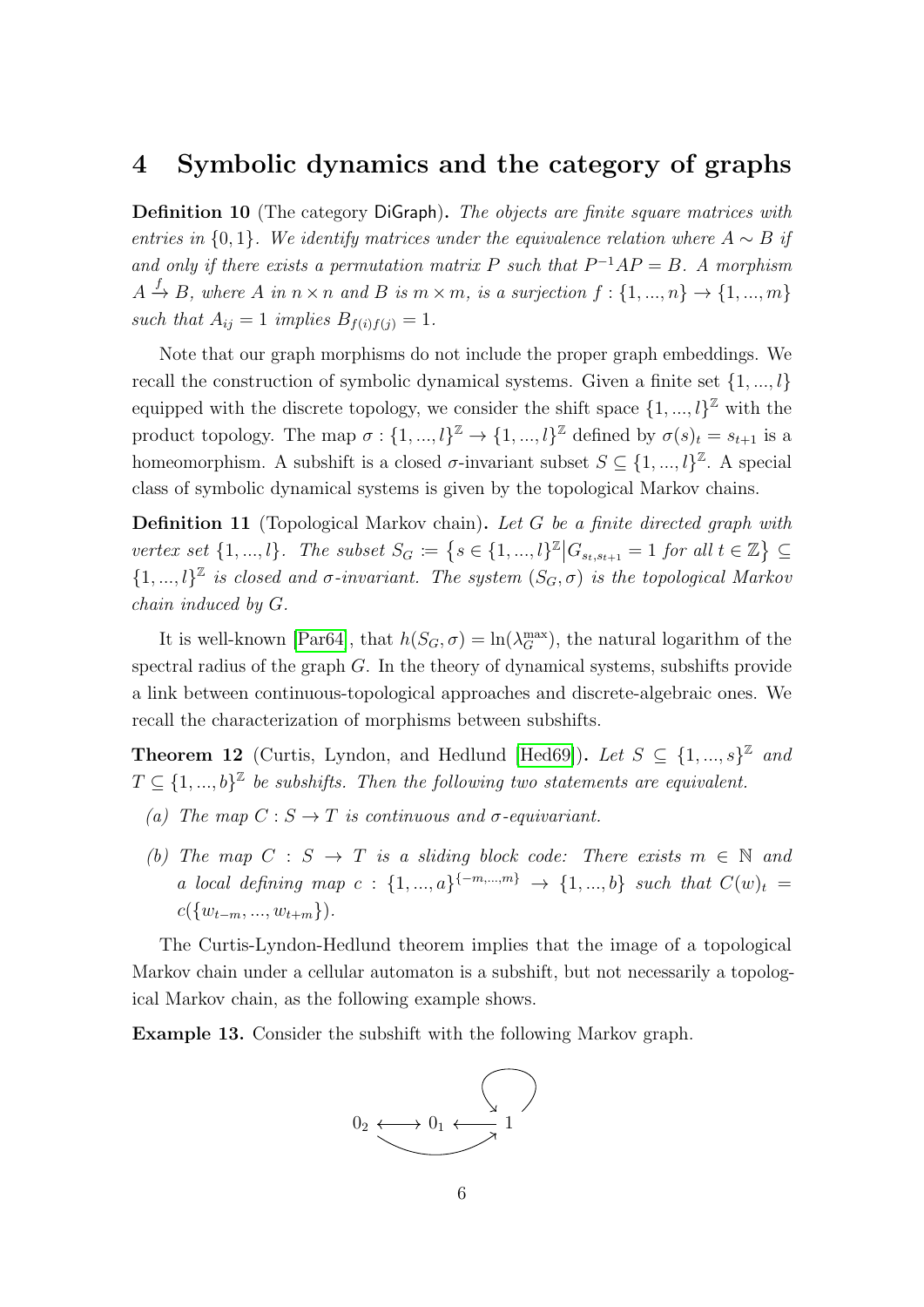## 4 Symbolic dynamics and the category of graphs

**Definition 10** (The category DiGraph). *The objects are finite square matrices with entries in $\{0,1\}$. We identify matrices under the equivalence relation where $A \sim B$ if and only if there exists a permutation matrix $P$ such that $P^{-1}AP = B$. A morphism $A \xrightarrow{f} B$, where $A$ in $n \times n$ and $B$ is $m \times m$, is a surjection $f : \{1, ..., n\} \to \{1, ..., m\}$ such that $A_{ij} = 1$ implies $B_{f(i)f(j)} = 1$.*

Note that our graph morphisms do not include the proper graph embeddings. We recall the construction of symbolic dynamical systems. Given a finite set $\{1, ..., l\}$ equipped with the discrete topology, we consider the shift space $\{1, ..., l\}^{\mathbb{Z}}$ with the product topology. The map $\sigma : \{1, ..., l\}^{\mathbb{Z}} \to \{1, ..., l\}^{\mathbb{Z}}$ defined by $\sigma(s)_t = s_{t+1}$ is a homeomorphism. A subshift is a closed $\sigma$-invariant subset $S \subseteq \{1, ..., l\}^{\mathbb{Z}}$. A special class of symbolic dynamical systems is given by the topological Markov chains.

**Definition 11** (Topological Markov chain). *Let $G$ be a finite directed graph with vertex set $\{1, ..., l\}$. The subset $S_G := \{s \in \{1, ..., l\}^{\mathbb{Z}} \mid G_{s_t, s_{t+1}} = 1 \text{ for all } t \in \mathbb{Z}\} \subseteq \{1, ..., l\}^{\mathbb{Z}}$ is closed and $\sigma$-invariant. The system $(S_G, \sigma)$ is the topological Markov chain induced by $G$.*

It is well-known [Par64], that $h(S_G, \sigma) = \ln(\lambda_G^{\max})$, the natural logarithm of the spectral radius of the graph $G$. In the theory of dynamical systems, subshifts provide a link between continuous-topological approaches and discrete-algebraic ones. We recall the characterization of morphisms between subshifts.

**Theorem 12** (Curtis, Lyndon, and Hedlund [Hed69]). *Let $S \subseteq \{1, ..., s\}^{\mathbb{Z}}$ and $T \subseteq \{1, ..., b\}^{\mathbb{Z}}$ be subshifts. Then the following two statements are equivalent.*

- *(a) The map $C : S \to T$ is continuous and $\sigma$-equivariant.*
- *(b) The map $C : S \to T$ is a sliding block code: There exists $m \in \mathbb{N}$ and a local defining map $c : \{1, ..., a\}^{\{-m, ..., m\}} \to \{1, ..., b\}$ such that $C(w)_t = c(\{w_{t-m}, ..., w_{t+m}\})$.*

The Curtis-Lyndon-Hedlund theorem implies that the image of a topological Markov chain under a cellular automaton is a subshift, but not necessarily a topological Markov chain, as the following example shows.

**Example 13.** Consider the subshift with the following Markov graph.

$$0_2 \longleftrightarrow 0_1 \longleftarrow 1$$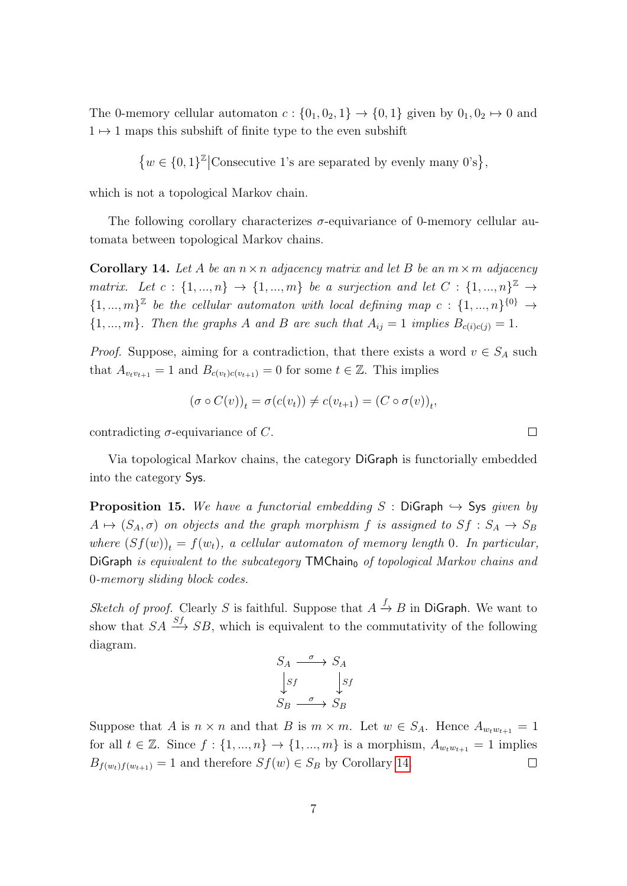The 0-memory cellular automaton $c : \{0_1, 0_2, 1\} \to \{0, 1\}$ given by $0_1, 0_2 \mapsto 0$ and $1 \mapsto 1$ maps this subshift of finite type to the even subshift

$$\{w \in \{0,1\}^{\mathbb{Z}} | \text{Consecutive 1's are separated by evenly many 0's}\},$$

which is not a topological Markov chain.

The following corollary characterizes $\sigma$-equivariance of 0-memory cellular automata between topological Markov chains.

**Corollary 14.** *Let $A$ be an $n \times n$ adjacency matrix and let $B$ be an $m \times m$ adjacency matrix. Let $c : \{1, ..., n\} \to \{1, ..., m\}$ be a surjection and let $C : \{1, ..., n\}^{\mathbb{Z}} \to \{1, ..., m\}^{\mathbb{Z}}$ be the cellular automaton with local defining map $c : \{1, ..., n\}^{\{0\}} \to \{1, ..., m\}$. Then the graphs $A$ and $B$ are such that $A_{ij} = 1$ implies $B_{c(i)c(j)} = 1$.*

*Proof.* Suppose, aiming for a contradiction, that there exists a word $v \in S_A$ such that $A_{v_t v_{t+1}} = 1$ and $B_{c(v_t)c(v_{t+1})} = 0$ for some $t \in \mathbb{Z}$. This implies

$$(\sigma \circ C(v))_t = \sigma(c(v_t)) \neq c(v_{t+1}) = (C \circ \sigma(v))_t,$$

contradicting $\sigma$-equivariance of $C$. $\square$

Via topological Markov chains, the category DiGraph is functorially embedded into the category Sys.

**Proposition 15.** *We have a functorial embedding $S$ : DiGraph $\hookrightarrow$ Sys given by $A \mapsto (S_A, \sigma)$ on objects and the graph morphism $f$ is assigned to $Sf : S_A \to S_B$ where $(Sf(w))_t = f(w_t)$, a cellular automaton of memory length 0. In particular, DiGraph is equivalent to the subcategory $\mathsf{TMChain}_0$ of topological Markov chains and 0-memory sliding block codes.*

*Sketch of proof.* Clearly $S$ is faithful. Suppose that $A \xrightarrow{f} B$ in DiGraph. We want to show that $SA \xrightarrow{Sf} SB$, which is equivalent to the commutativity of the following diagram.

$$\begin{array}{ccc} S_A & \xrightarrow{\sigma} & S_A \\ \downarrow{\scriptstyle Sf} & & \downarrow{\scriptstyle Sf} \\ S_B & \xrightarrow{\sigma} & S_B \end{array}$$

Suppose that $A$ is $n \times n$ and that $B$ is $m \times m$. Let $w \in S_A$. Hence $A_{w_t w_{t+1}} = 1$ for all $t \in \mathbb{Z}$. Since $f : \{1, ..., n\} \to \{1, ..., m\}$ is a morphism, $A_{w_t w_{t+1}} = 1$ implies $B_{f(w_t)f(w_{t+1})} = 1$ and therefore $Sf(w) \in S_B$ by Corollary 14. $\square$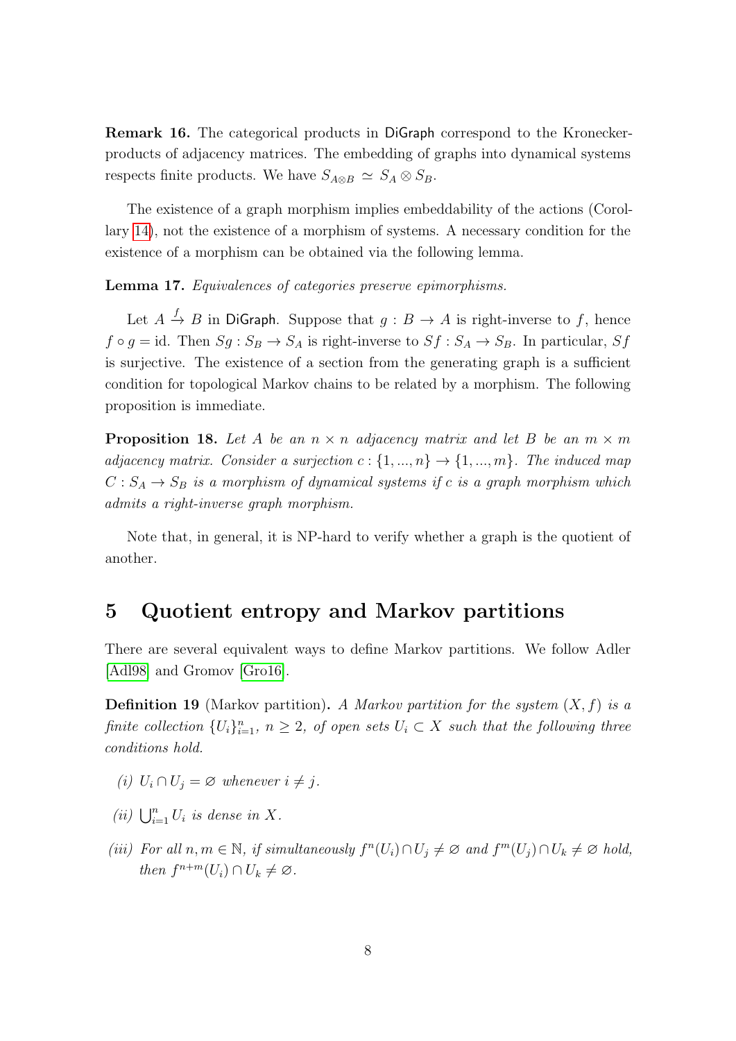**Remark 16.** The categorical products in DiGraph correspond to the Kronecker-products of adjacency matrices. The embedding of graphs into dynamical systems respects finite products. We have $S_{A \otimes B} \simeq S_A \otimes S_B$.

The existence of a graph morphism implies embeddability of the actions (Corollary 14), not the existence of a morphism of systems. A necessary condition for the existence of a morphism can be obtained via the following lemma.

**Lemma 17.** *Equivalences of categories preserve epimorphisms.*

Let $A \xrightarrow{f} B$ in DiGraph. Suppose that $g : B \to A$ is right-inverse to $f$, hence $f \circ g = \text{id}$. Then $Sg : S_B \to S_A$ is right-inverse to $Sf : S_A \to S_B$. In particular, $Sf$ is surjective. The existence of a section from the generating graph is a sufficient condition for topological Markov chains to be related by a morphism. The following proposition is immediate.

**Proposition 18.** *Let $A$ be an $n \times n$ adjacency matrix and let $B$ be an $m \times m$ adjacency matrix. Consider a surjection $c : \{1, ..., n\} \to \{1, ..., m\}$. The induced map $C : S_A \to S_B$ is a morphism of dynamical systems if $c$ is a graph morphism which admits a right-inverse graph morphism.*

Note that, in general, it is NP-hard to verify whether a graph is the quotient of another.

## 5 Quotient entropy and Markov partitions

There are several equivalent ways to define Markov partitions. We follow Adler [Adl98] and Gromov [Gro16].

**Definition 19** (Markov partition)**.** *A Markov partition for the system $(X, f)$ is a finite collection $\{U_i\}_{i=1}^n$, $n \geq 2$, of open sets $U_i \subset X$ such that the following three conditions hold.*

*(i)* $U_i \cap U_j = \varnothing$ *whenever* $i \neq j$.

*(ii)* $\bigcup_{i=1}^n U_i$ *is dense in* $X$.

*(iii) For all $n, m \in \mathbb{N}$, if simultaneously $f^n(U_i) \cap U_j \neq \varnothing$ and $f^m(U_j) \cap U_k \neq \varnothing$ hold, then $f^{n+m}(U_i) \cap U_k \neq \varnothing$.*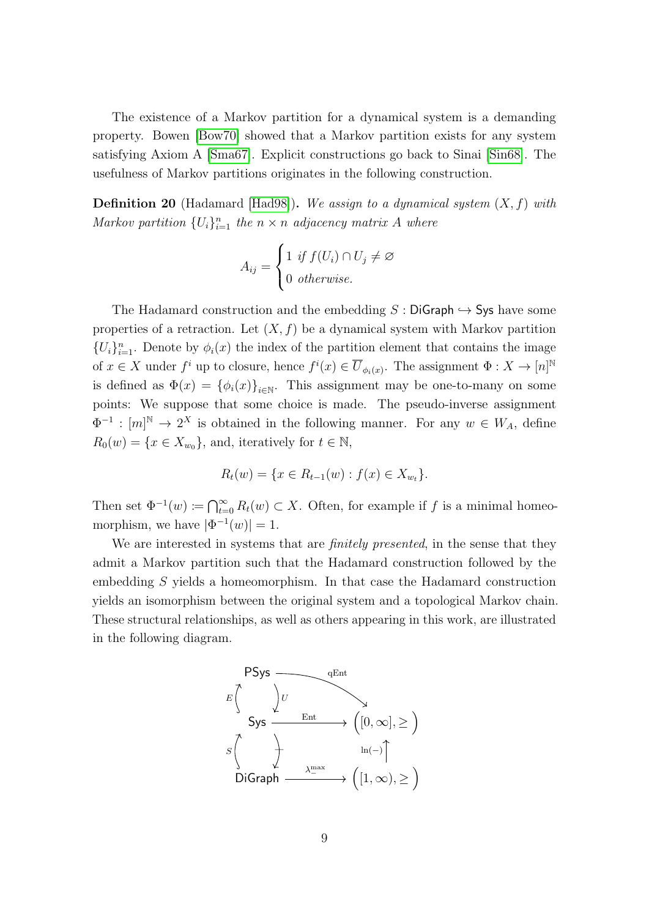The existence of a Markov partition for a dynamical system is a demanding property. Bowen [Bow70] showed that a Markov partition exists for any system satisfying Axiom A [Sma67]. Explicit constructions go back to Sinai [Sin68]. The usefulness of Markov partitions originates in the following construction.

**Definition 20** (Hadamard [Had98])**.** *We assign to a dynamical system $(X, f)$ with Markov partition $\{U_i\}_{i=1}^n$ the $n \times n$ adjacency matrix $A$ where*

$$A_{ij} = \begin{cases} 1 \text{ if } f(U_i) \cap U_j \neq \varnothing \\ 0 \text{ otherwise.} \end{cases}$$

The Hadamard construction and the embedding $S : \mathsf{DiGraph} \hookrightarrow \mathsf{Sys}$ have some properties of a retraction. Let $(X, f)$ be a dynamical system with Markov partition $\{U_i\}_{i=1}^n$. Denote by $\phi_i(x)$ the index of the partition element that contains the image of $x \in X$ under $f^i$ up to closure, hence $f^i(x) \in \overline{U}_{\phi_i(x)}$. The assignment $\Phi : X \to [n]^{\mathbb{N}}$ is defined as $\Phi(x) = \{\phi_i(x)\}_{i \in \mathbb{N}}$. This assignment may be one-to-many on some points: We suppose that some choice is made. The pseudo-inverse assignment $\Phi^{-1} : [m]^{\mathbb{N}} \to 2^X$ is obtained in the following manner. For any $w \in W_A$, define $R_0(w) = \{x \in X_{w_0}\}$, and, iteratively for $t \in \mathbb{N}$,

$$R_t(w) = \{x \in R_{t-1}(w) : f(x) \in X_{w_t}\}.$$

Then set $\Phi^{-1}(w) := \bigcap_{t=0}^{\infty} R_t(w) \subset X$. Often, for example if $f$ is a minimal homeomorphism, we have $|\Phi^{-1}(w)| = 1$.

We are interested in systems that are *finitely presented*, in the sense that they admit a Markov partition such that the Hadamard construction followed by the embedding $S$ yields a homeomorphism. In that case the Hadamard construction yields an isomorphism between the original system and a topological Markov chain. These structural relationships, as well as others appearing in this work, are illustrated in the following diagram.

$$\begin{array}{ccc}
\mathsf{PSys} & \xrightarrow{\text{qEnt}} & \left([0,\infty], \geq\right) \\
E \uparrow \;\; \downarrow U & & \\
\mathsf{Sys} & \xrightarrow{\text{Ent}} & \left([0,\infty], \geq\right) \\
S \uparrow \;\; \downarrow & & \uparrow \ln(-) \\
\mathsf{DiGraph} & \xrightarrow{\lambda_-^{\max}} & \left([1,\infty), \geq\right)
\end{array}$$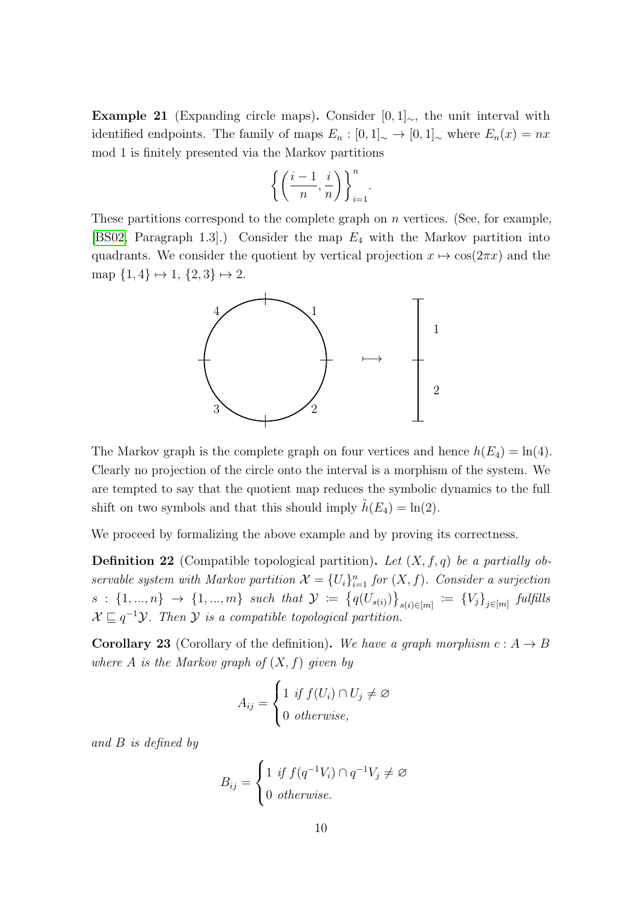**Example 21** (Expanding circle maps)**.** Consider $[0,1]_\sim$, the unit interval with identified endpoints. The family of maps $E_n : [0,1]_\sim \to [0,1]_\sim$ where $E_n(x) = nx \mod 1$ is finitely presented via the Markov partitions

$$\left\{ \left( \frac{i-1}{n}, \frac{i}{n} \right) \right\}_{i=1}^{n}.$$

These partitions correspond to the complete graph on $n$ vertices. (See, for example, [BS02, Paragraph 1.3].) Consider the map $E_4$ with the Markov partition into quadrants. We consider the quotient by vertical projection $x \mapsto \cos(2\pi x)$ and the map $\{1,4\} \mapsto 1$, $\{2,3\} \mapsto 2$.

The Markov graph is the complete graph on four vertices and hence $h(E_4) = \ln(4)$. Clearly no projection of the circle onto the interval is a morphism of the system. We are tempted to say that the quotient map reduces the symbolic dynamics to the full shift on two symbols and that this should imply $\tilde{h}(E_4) = \ln(2)$.

We proceed by formalizing the above example and by proving its correctness.

**Definition 22** (Compatible topological partition)**.** *Let $(X, f, q)$ be a partially observable system with Markov partition $\mathcal{X} = \{U_i\}_{i=1}^n$ for $(X, f)$. Consider a surjection $s : \{1, ..., n\} \to \{1, ..., m\}$ such that $\mathcal{Y} := \left\{ q(U_{s(i)}) \right\}_{s(i) \in [m]} := \{V_j\}_{j \in [m]}$ fulfills $\mathcal{X} \sqsubseteq q^{-1}\mathcal{Y}$. Then $\mathcal{Y}$ is a compatible topological partition.*

**Corollary 23** (Corollary of the definition)**.** *We have a graph morphism $c : A \to B$ where $A$ is the Markov graph of $(X, f)$ given by*

$$A_{ij} = \begin{cases} 1 \text{ if } f(U_i) \cap U_j \neq \varnothing \\ 0 \text{ otherwise,} \end{cases}$$

*and $B$ is defined by*

$$B_{ij} = \begin{cases} 1 \text{ if } f(q^{-1}V_i) \cap q^{-1}V_j \neq \varnothing \\ 0 \text{ otherwise.} \end{cases}$$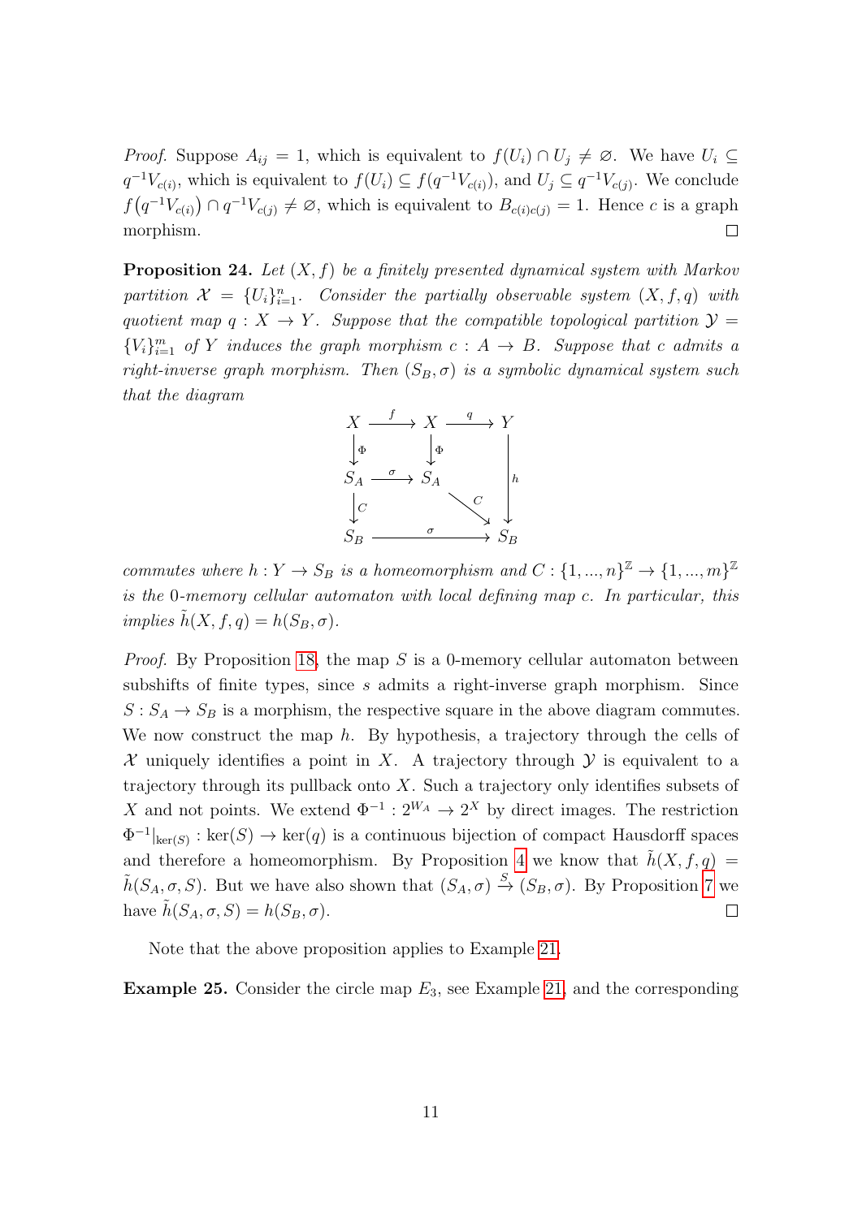*Proof.* Suppose $A_{ij} = 1$, which is equivalent to $f(U_i) \cap U_j \neq \varnothing$. We have $U_i \subseteq q^{-1}V_{c(i)}$, which is equivalent to $f(U_i) \subseteq f(q^{-1}V_{c(i)})$, and $U_j \subseteq q^{-1}V_{c(j)}$. We conclude $f\big(q^{-1}V_{c(i)}\big) \cap q^{-1}V_{c(j)} \neq \varnothing$, which is equivalent to $B_{c(i)c(j)} = 1$. Hence $c$ is a graph morphism. $\square$

**Proposition 24.** *Let $(X, f)$ be a finitely presented dynamical system with Markov partition $\mathcal{X} = \{U_i\}_{i=1}^n$. Consider the partially observable system $(X, f, q)$ with quotient map $q : X \to Y$. Suppose that the compatible topological partition $\mathcal{Y} = \{V_i\}_{i=1}^m$ of $Y$ induces the graph morphism $c : A \to B$. Suppose that $c$ admits a right-inverse graph morphism. Then $(S_B, \sigma)$ is a symbolic dynamical system such that the diagram*

$$
\begin{array}{ccccc}
X & \xrightarrow{\ f\ } & X & \xrightarrow{\ q\ } & Y \\
\downarrow{\scriptstyle\Phi} & & \downarrow{\scriptstyle\Phi} & & \\
S_A & \xrightarrow{\ \sigma\ } & S_A & & \downarrow{\scriptstyle h} \\
\downarrow{\scriptstyle C} & & & \searrow{\scriptstyle C} & \\
S_B & & \xrightarrow{\qquad \sigma \qquad} & & S_B
\end{array}
$$

*commutes where $h : Y \to S_B$ is a homeomorphism and $C : \{1, ..., n\}^{\mathbb{Z}} \to \{1, ..., m\}^{\mathbb{Z}}$ is the 0-memory cellular automaton with local defining map $c$. In particular, this implies $\tilde{h}(X, f, q) = h(S_B, \sigma)$.*

*Proof.* By Proposition 18, the map $S$ is a 0-memory cellular automaton between subshifts of finite types, since $s$ admits a right-inverse graph morphism. Since $S : S_A \to S_B$ is a morphism, the respective square in the above diagram commutes. We now construct the map $h$. By hypothesis, a trajectory through the cells of $\mathcal{X}$ uniquely identifies a point in $X$. A trajectory through $\mathcal{Y}$ is equivalent to a trajectory through its pullback onto $X$. Such a trajectory only identifies subsets of $X$ and not points. We extend $\Phi^{-1} : 2^{W_A} \to 2^X$ by direct images. The restriction $\Phi^{-1}|_{\ker(S)} : \ker(S) \to \ker(q)$ is a continuous bijection of compact Hausdorff spaces and therefore a homeomorphism. By Proposition 4 we know that $\tilde{h}(X, f, q) = \tilde{h}(S_A, \sigma, S)$. But we have also shown that $(S_A, \sigma) \xrightarrow{S} (S_B, \sigma)$. By Proposition 7 we have $\tilde{h}(S_A, \sigma, S) = h(S_B, \sigma)$. $\square$

Note that the above proposition applies to Example 21.

**Example 25.** Consider the circle map $E_3$, see Example 21, and the corresponding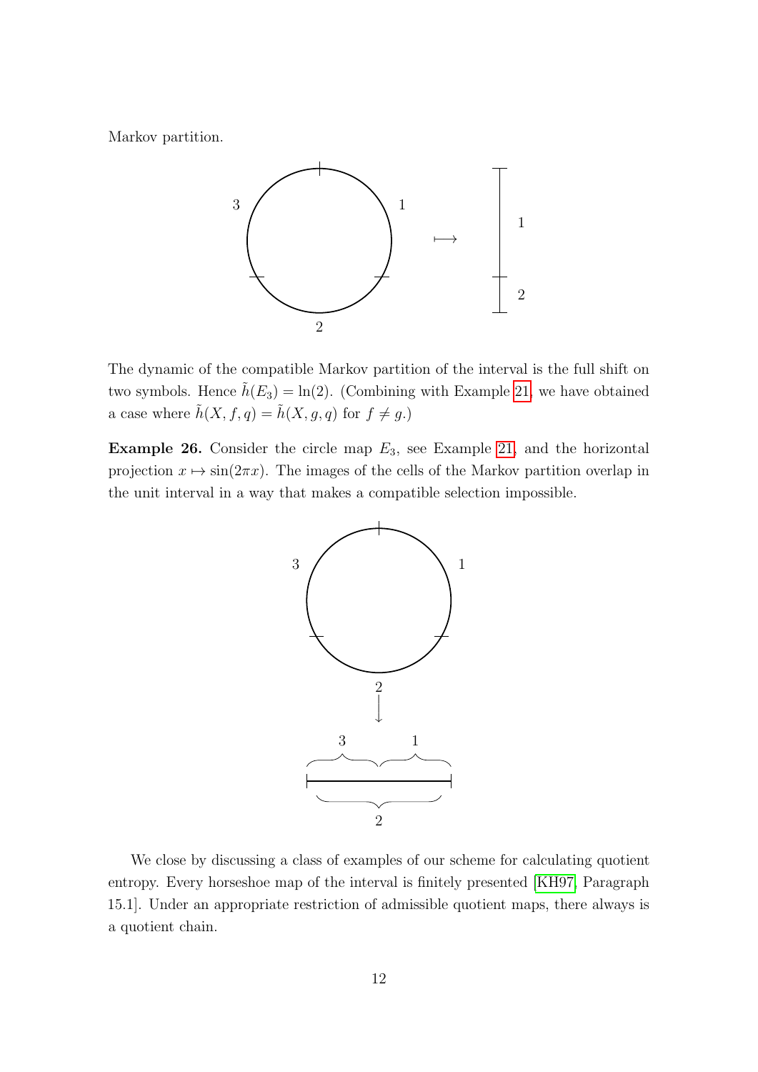Markov partition.

The dynamic of the compatible Markov partition of the interval is the full shift on two symbols. Hence $\tilde{h}(E_3) = \ln(2)$. (Combining with Example 21, we have obtained a case where $\tilde{h}(X, f, q) = \tilde{h}(X, g, q)$ for $f \neq g$.)

**Example 26.** Consider the circle map $E_3$, see Example 21, and the horizontal projection $x \mapsto \sin(2\pi x)$. The images of the cells of the Markov partition overlap in the unit interval in a way that makes a compatible selection impossible.

We close by discussing a class of examples of our scheme for calculating quotient entropy. Every horseshoe map of the interval is finitely presented [KH97, Paragraph 15.1]. Under an appropriate restriction of admissible quotient maps, there always is a quotient chain.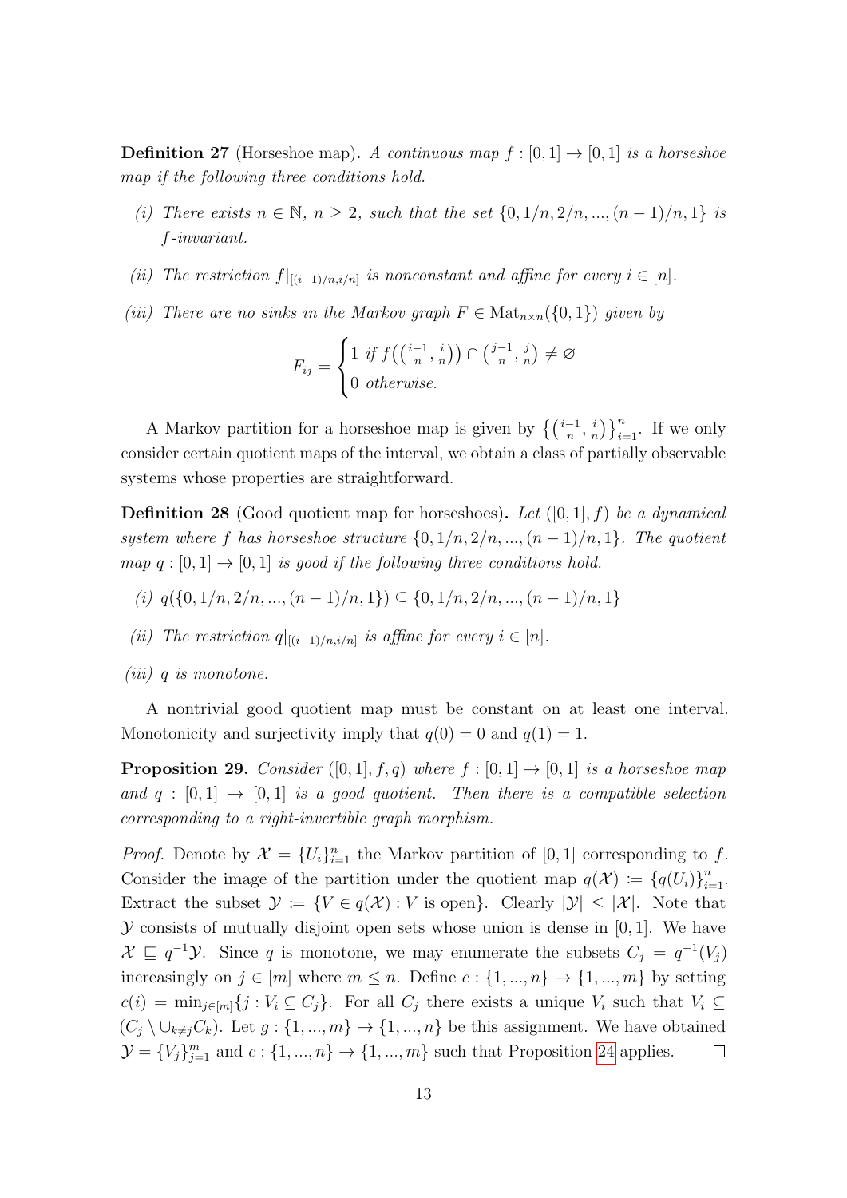**Definition 27** (Horseshoe map)**.** *A continuous map $f : [0,1] \to [0,1]$ is a horseshoe map if the following three conditions hold.*

*(i) There exists $n \in \mathbb{N}$, $n \geq 2$, such that the set $\{0, 1/n, 2/n, ..., (n-1)/n, 1\}$ is $f$-invariant.*

*(ii) The restriction $f|_{[(i-1)/n, i/n]}$ is nonconstant and affine for every $i \in [n]$.*

*(iii) There are no sinks in the Markov graph $F \in \mathrm{Mat}_{n\times n}(\{0,1\})$ given by*

$$F_{ij} = \begin{cases} 1 \text{ if } f\big(\big(\frac{i-1}{n}, \frac{i}{n}\big)\big) \cap \big(\frac{j-1}{n}, \frac{j}{n}\big) \neq \varnothing \\ 0 \text{ otherwise.} \end{cases}$$

A Markov partition for a horseshoe map is given by $\big\{\big(\frac{i-1}{n}, \frac{i}{n}\big)\big\}_{i=1}^{n}$. If we only consider certain quotient maps of the interval, we obtain a class of partially observable systems whose properties are straightforward.

**Definition 28** (Good quotient map for horseshoes)**.** *Let $([0,1], f)$ be a dynamical system where $f$ has horseshoe structure $\{0, 1/n, 2/n, ..., (n-1)/n, 1\}$. The quotient map $q : [0,1] \to [0,1]$ is good if the following three conditions hold.*

*(i) $q(\{0, 1/n, 2/n, ..., (n-1)/n, 1\}) \subseteq \{0, 1/n, 2/n, ..., (n-1)/n, 1\}$*

*(ii) The restriction $q|_{[(i-1)/n, i/n]}$ is affine for every $i \in [n]$.*

*(iii) $q$ is monotone.*

A nontrivial good quotient map must be constant on at least one interval. Monotonicity and surjectivity imply that $q(0) = 0$ and $q(1) = 1$.

**Proposition 29.** *Consider $([0,1], f, q)$ where $f : [0,1] \to [0,1]$ is a horseshoe map and $q : [0,1] \to [0,1]$ is a good quotient. Then there is a compatible selection corresponding to a right-invertible graph morphism.*

*Proof.* Denote by $\mathcal{X} = \{U_i\}_{i=1}^{n}$ the Markov partition of $[0,1]$ corresponding to $f$. Consider the image of the partition under the quotient map $q(\mathcal{X}) := \{q(U_i)\}_{i=1}^{n}$. Extract the subset $\mathcal{Y} := \{V \in q(\mathcal{X}) : V \text{ is open}\}$. Clearly $|\mathcal{Y}| \leq |\mathcal{X}|$. Note that $\mathcal{Y}$ consists of mutually disjoint open sets whose union is dense in $[0,1]$. We have $\mathcal{X} \sqsubseteq q^{-1}\mathcal{Y}$. Since $q$ is monotone, we may enumerate the subsets $C_j = q^{-1}(V_j)$ increasingly on $j \in [m]$ where $m \leq n$. Define $c : \{1, ..., n\} \to \{1, ..., m\}$ by setting $c(i) = \min_{j \in [m]}\{j : V_i \subseteq C_j\}$. For all $C_j$ there exists a unique $V_i$ such that $V_i \subseteq (C_j \setminus \cup_{k \neq j} C_k)$. Let $g : \{1, ..., m\} \to \{1, ..., n\}$ be this assignment. We have obtained $\mathcal{Y} = \{V_j\}_{j=1}^{m}$ and $c : \{1, ..., n\} \to \{1, ..., m\}$ such that Proposition 24 applies. $\square$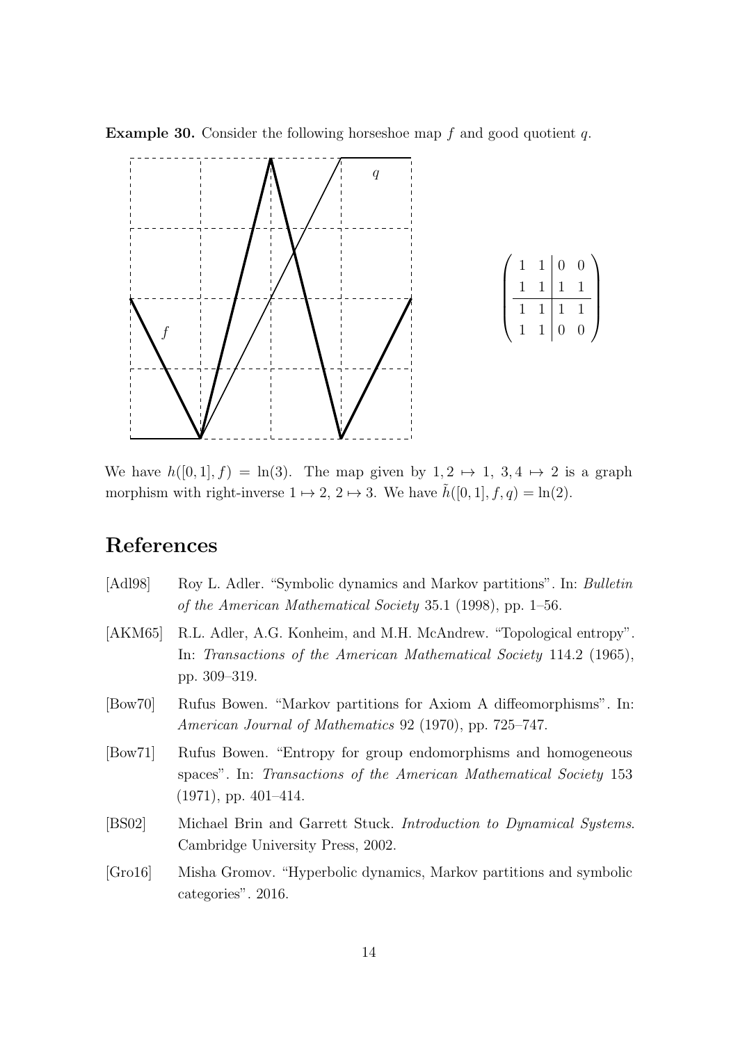**Example 30.** Consider the following horseshoe map $f$ and good quotient $q$.

$$\left(\begin{array}{cc|cc} 1 & 1 & 0 & 0 \\ 1 & 1 & 1 & 1 \\ \hline 1 & 1 & 1 & 1 \\ 1 & 1 & 0 & 0 \end{array}\right)$$

We have $h([0,1], f) = \ln(3)$. The map given by $1, 2 \mapsto 1$, $3, 4 \mapsto 2$ is a graph morphism with right-inverse $1 \mapsto 2$, $2 \mapsto 3$. We have $\tilde{h}([0,1], f, q) = \ln(2)$.

# References

- [Adl98] Roy L. Adler. "Symbolic dynamics and Markov partitions". In: *Bulletin of the American Mathematical Society* 35.1 (1998), pp. 1–56.
- [AKM65] R.L. Adler, A.G. Konheim, and M.H. McAndrew. "Topological entropy". In: *Transactions of the American Mathematical Society* 114.2 (1965), pp. 309–319.
- [Bow70] Rufus Bowen. "Markov partitions for Axiom A diffeomorphisms". In: *American Journal of Mathematics* 92 (1970), pp. 725–747.
- [Bow71] Rufus Bowen. "Entropy for group endomorphisms and homogeneous spaces". In: *Transactions of the American Mathematical Society* 153 (1971), pp. 401–414.
- [BS02] Michael Brin and Garrett Stuck. *Introduction to Dynamical Systems*. Cambridge University Press, 2002.
- [Gro16] Misha Gromov. "Hyperbolic dynamics, Markov partitions and symbolic categories". 2016.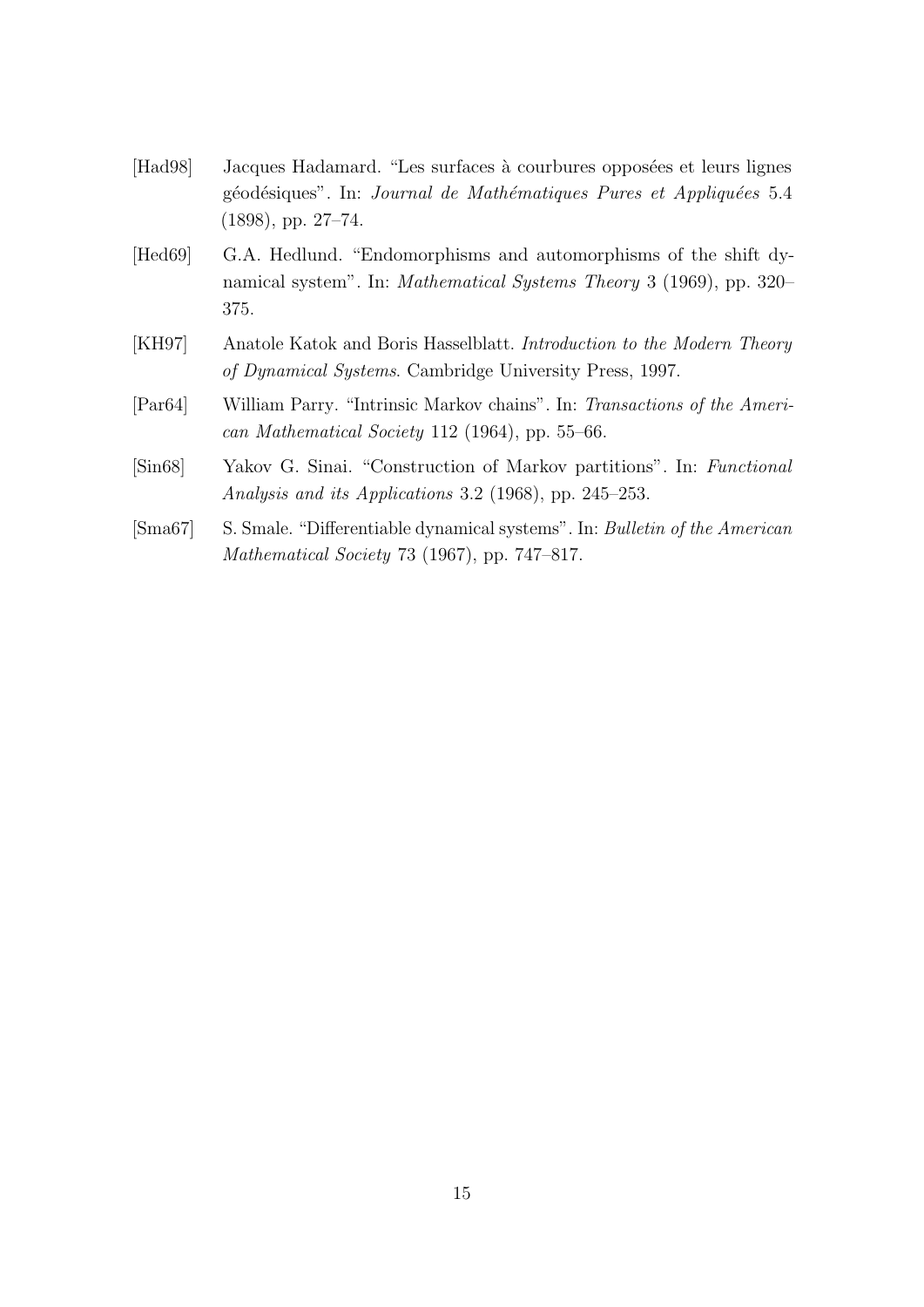[Had98] Jacques Hadamard. "Les surfaces à courbures opposées et leurs lignes géodésiques". In: *Journal de Mathématiques Pures et Appliquées* 5.4 (1898), pp. 27–74.

[Hed69] G.A. Hedlund. "Endomorphisms and automorphisms of the shift dynamical system". In: *Mathematical Systems Theory* 3 (1969), pp. 320–375.

[KH97] Anatole Katok and Boris Hasselblatt. *Introduction to the Modern Theory of Dynamical Systems*. Cambridge University Press, 1997.

[Par64] William Parry. "Intrinsic Markov chains". In: *Transactions of the American Mathematical Society* 112 (1964), pp. 55–66.

[Sin68] Yakov G. Sinai. "Construction of Markov partitions". In: *Functional Analysis and its Applications* 3.2 (1968), pp. 245–253.

[Sma67] S. Smale. "Differentiable dynamical systems". In: *Bulletin of the American Mathematical Society* 73 (1967), pp. 747–817.